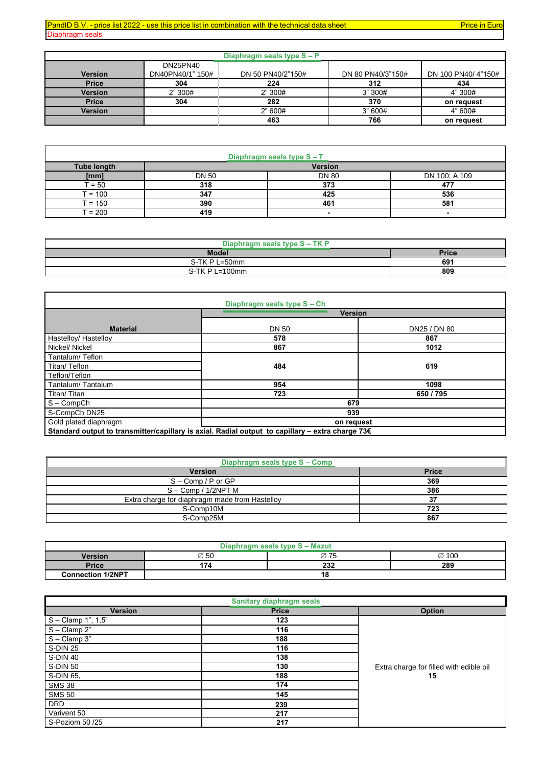PandID B.V. - price list 2022 - use this price list in combination with the technical data sheet — Price in Euro

Diaphragm seals

## Diaphragm seals type S – P

| Version | DN25PN40 DN40PN40/1" 150# | DN 50 PN40/2"150# | DN 80 PN40/3"150# | DN 100 PN40/ 4"150# |
|---|---|---|---|---|
| Price | 304 | 224 | 312 | 434 |
| Version | 2" 300# | 2" 300# | 3" 300# | 4" 300# |
| Price | 304 | 282 | 370 | on request |
| Version | | 2" 600# | 3" 600# | 4" 600# |
| | | 463 | 766 | on request |

## Diaphragm seals type S – T

| Tube length [mm] | Version | | |
|---|---|---|---|
| | DN 50 | DN 80 | DN 100; A 109 |
| T = 50 | 318 | 373 | 477 |
| T = 100 | 347 | 425 | 536 |
| T = 150 | 390 | 461 | 581 |
| T = 200 | 419 | - | - |

## Diaphragm seals type S – TK P

| Model | Price |
|---|---|
| S-TK P L=50mm | 691 |
| S-TK P L=100mm | 809 |

## Diaphragm seals type S – Ch

| Material | Version | |
|---|---|---|
| | DN 50 | DN25 / DN 80 |
| Hastelloy/ Hastelloy | 578 | 867 |
| Nickel/ Nickel | 867 | 1012 |
| Tantalum/ Teflon | 484 | 619 |
| Titan/ Teflon | 484 | 619 |
| Teflon/Teflon | 484 | 619 |
| Tantalum/ Tantalum | 954 | 1098 |
| Titan/ Titan | 723 | 650 / 795 |
| S – CompCh | 679 | |
| S-CompCh DN25 | 939 | |
| Gold plated diaphragm | on request | |

**Standard output to transmitter/capillary is axial. Radial output to capillary – extra charge 73€**

## Diaphragm seals type S – Comp

| Version | Price |
|---|---|
| S – Comp / P or GP | 369 |
| S – Comp / 1/2NPT M | 386 |
| Extra charge for diaphragm made from Hastelloy | 37 |
| S-Comp10M | 723 |
| S-Comp25M | 867 |

## Diaphragm seals type S – Mazut

| Version | ∅ 50 | ∅ 75 | ∅ 100 |
|---|---|---|---|
| Price | 174 | 232 | 289 |
| Connection 1/2NPT | 18 | | |

## Sanitary diaphragm seals

| Version | Price | Option |
|---|---|---|
| S – Clamp 1", 1,5" | 123 | Extra charge for filled with edible oil 15 |
| S – Clamp 2" | 116 | |
| S – Clamp 3" | 188 | |
| S-DIN 25 | 116 | |
| S-DIN 40 | 138 | |
| S-DIN 50 | 130 | |
| S-DIN 65, | 188 | |
| SMS 38 | 174 | |
| SMS 50 | 145 | |
| DRD | 239 | |
| Varivent 50 | 217 | |
| S-Poziom 50 /25 | 217 | |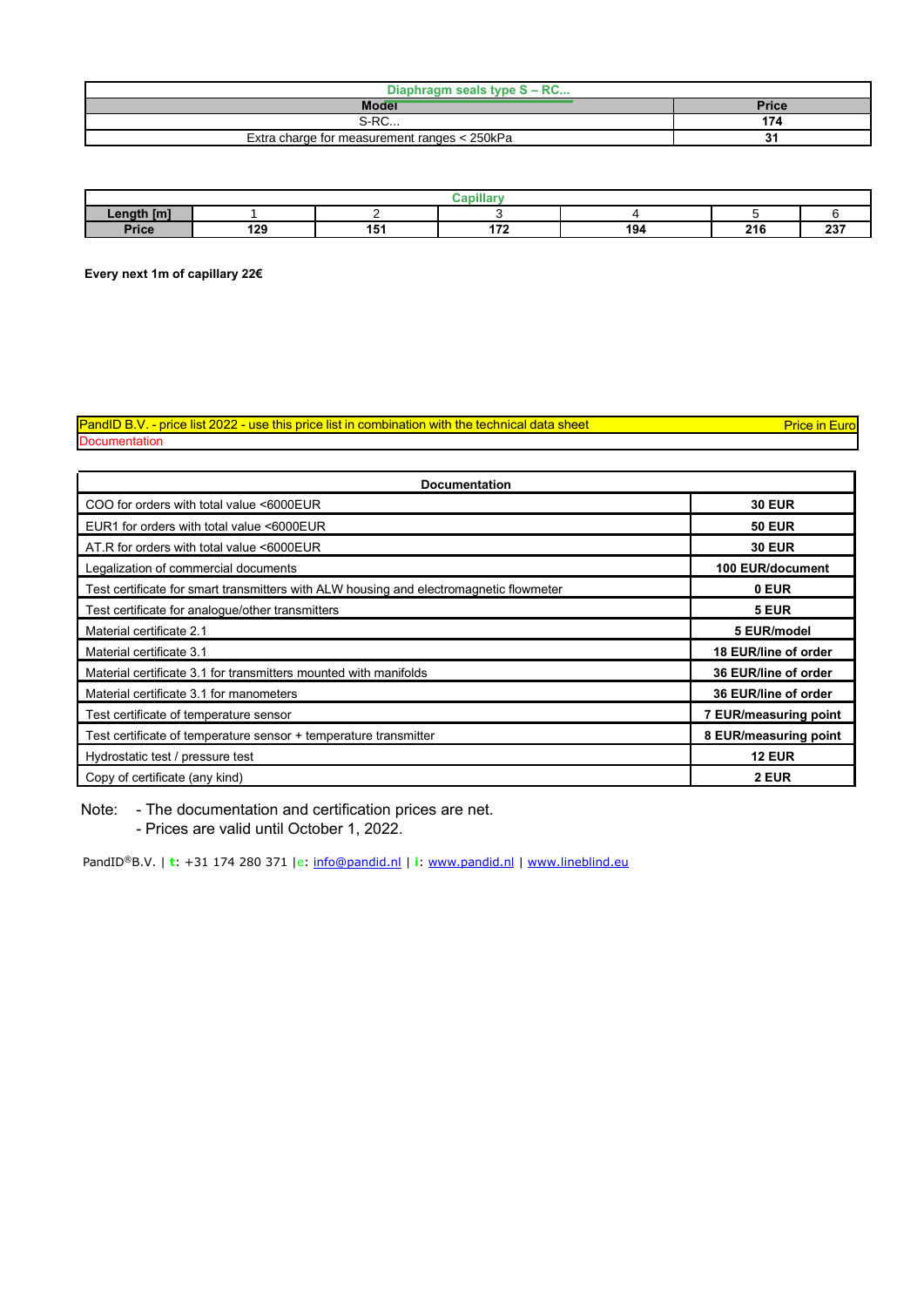| Diaphragm seals type S – RC... | |
|---|---|
| **Model** | **Price** |
| S-RC... | **174** |
| Extra charge for measurement ranges < 250kPa | **31** |

| Capillary | | | | | | |
|---|---|---|---|---|---|---|
| **Length [m]** | 1 | 2 | 3 | 4 | 5 | 6 |
| **Price** | **129** | **151** | **172** | **194** | **216** | **237** |

**Every next 1m of capillary 22€**

PandID B.V. - price list 2022 - use this price list in combination with the technical data sheet — Price in Euro

Documentation

| Documentation | |
|---|---|
| COO for orders with total value <6000EUR | **30 EUR** |
| EUR1 for orders with total value <6000EUR | **50 EUR** |
| AT.R for orders with total value <6000EUR | **30 EUR** |
| Legalization of commercial documents | **100 EUR/document** |
| Test certificate for smart transmitters with ALW housing and electromagnetic flowmeter | **0 EUR** |
| Test certificate for analogue/other transmitters | **5 EUR** |
| Material certificate 2.1 | **5 EUR/model** |
| Material certificate 3.1 | **18 EUR/line of order** |
| Material certificate 3.1 for transmitters mounted with manifolds | **36 EUR/line of order** |
| Material certificate 3.1 for manometers | **36 EUR/line of order** |
| Test certificate of temperature sensor | **7 EUR/measuring point** |
| Test certificate of temperature sensor + temperature transmitter | **8 EUR/measuring point** |
| Hydrostatic test / pressure test | **12 EUR** |
| Copy of certificate (any kind) | **2 EUR** |

Note:
- The documentation and certification prices are net.
- Prices are valid until October 1, 2022.

PandID®B.V. | t: +31 174 280 371 | e: info@pandid.nl | i: www.pandid.nl | www.lineblind.eu